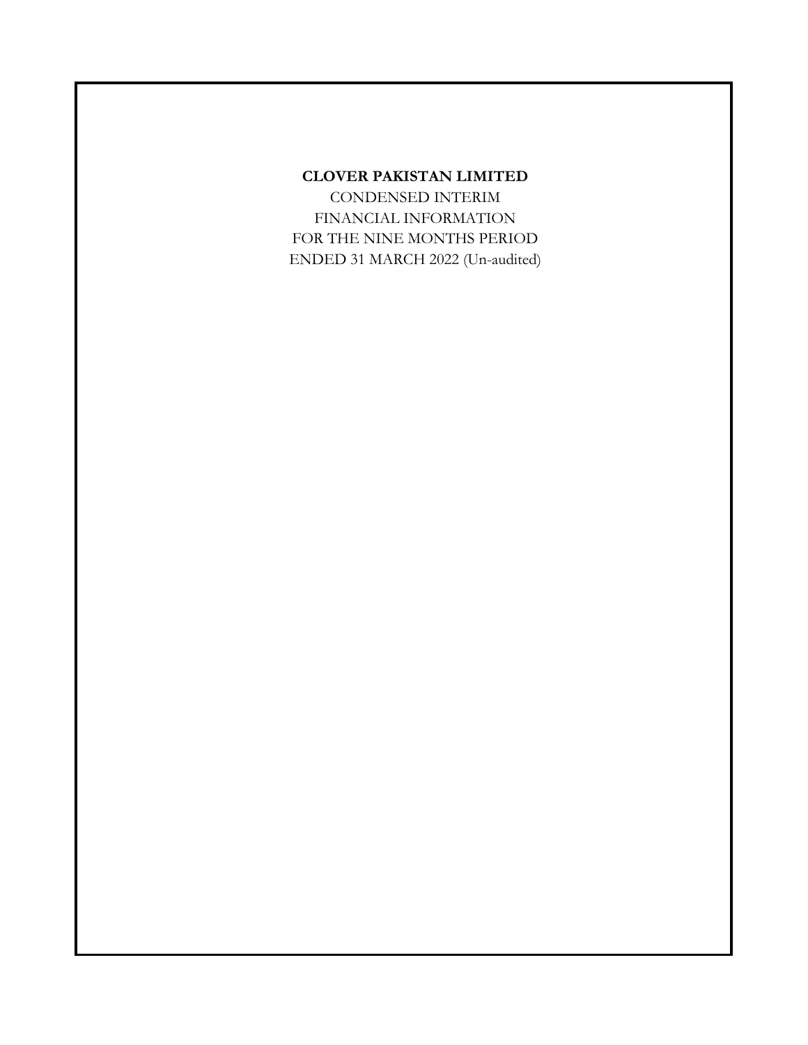# CLOVER PAKISTAN LIMITED

CONDENSED INTERIM
FINANCIAL INFORMATION
FOR THE NINE MONTHS PERIOD
ENDED 31 MARCH 2022 (Un-audited)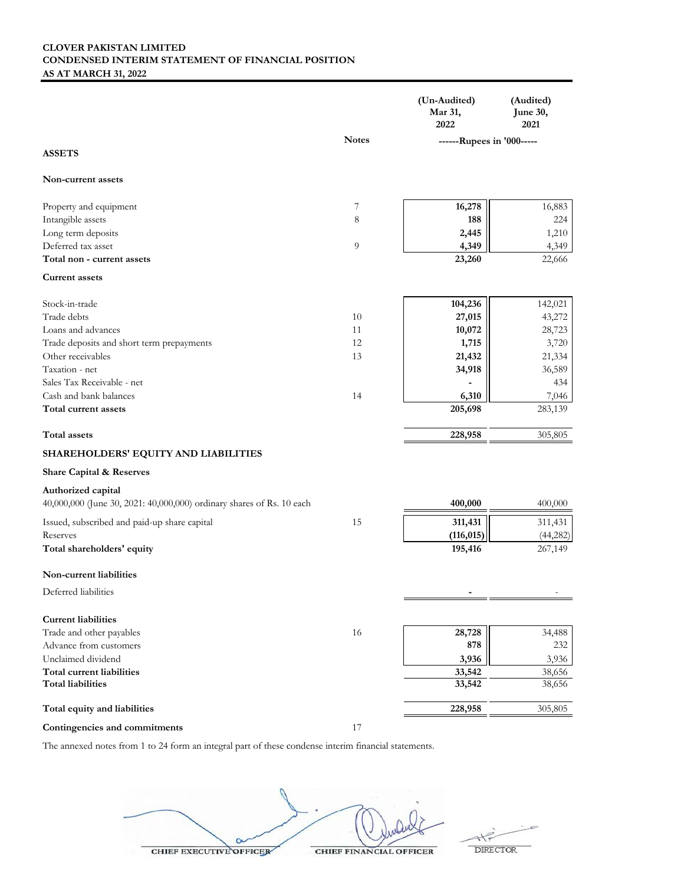**CLOVER PAKISTAN LIMITED**
**CONDENSED INTERIM STATEMENT OF FINANCIAL POSITION**
**AS AT MARCH 31, 2022**

| | Notes | (Un-Audited) Mar 31, 2022 | (Audited) June 30, 2021 |
|---|---|---|---|
| | | ------Rupees in '000----- | |
| **ASSETS** | | | |
| **Non-current assets** | | | |
| Property and equipment | 7 | **16,278** | 16,883 |
| Intangible assets | 8 | **188** | 224 |
| Long term deposits | | **2,445** | 1,210 |
| Deferred tax asset | 9 | **4,349** | 4,349 |
| **Total non - current assets** | | **23,260** | 22,666 |
| **Current assets** | | | |
| Stock-in-trade | | **104,236** | 142,021 |
| Trade debts | 10 | **27,015** | 43,272 |
| Loans and advances | 11 | **10,072** | 28,723 |
| Trade deposits and short term prepayments | 12 | **1,715** | 3,720 |
| Other receivables | 13 | **21,432** | 21,334 |
| Taxation - net | | **34,918** | 36,589 |
| Sales Tax Receivable - net | | **-** | 434 |
| Cash and bank balances | 14 | **6,310** | 7,046 |
| **Total current assets** | | **205,698** | 283,139 |
| **Total assets** | | **228,958** | 305,805 |
| **SHAREHOLDERS' EQUITY AND LIABILITIES** | | | |
| **Share Capital & Reserves** | | | |
| **Authorized capital** | | | |
| 40,000,000 (June 30, 2021: 40,000,000) ordinary shares of Rs. 10 each | | **400,000** | 400,000 |
| Issued, subscribed and paid-up share capital | 15 | **311,431** | 311,431 |
| Reserves | | **(116,015)** | (44,282) |
| **Total shareholders' equity** | | **195,416** | 267,149 |
| **Non-current liabilities** | | | |
| Deferred liabilities | | **-** | - |
| **Current liabilities** | | | |
| Trade and other payables | 16 | **28,728** | 34,488 |
| Advance from customers | | **878** | 232 |
| Unclaimed dividend | | **3,936** | 3,936 |
| **Total current liabilities** | | **33,542** | 38,656 |
| **Total liabilities** | | **33,542** | 38,656 |
| **Total equity and liabilities** | | **228,958** | 305,805 |
| **Contingencies and commitments** | 17 | | |

The annexed notes from 1 to 24 form an integral part of these condense interim financial statements.

CHIEF EXECUTIVE OFFICER | CHIEF FINANCIAL OFFICER | DIRECTOR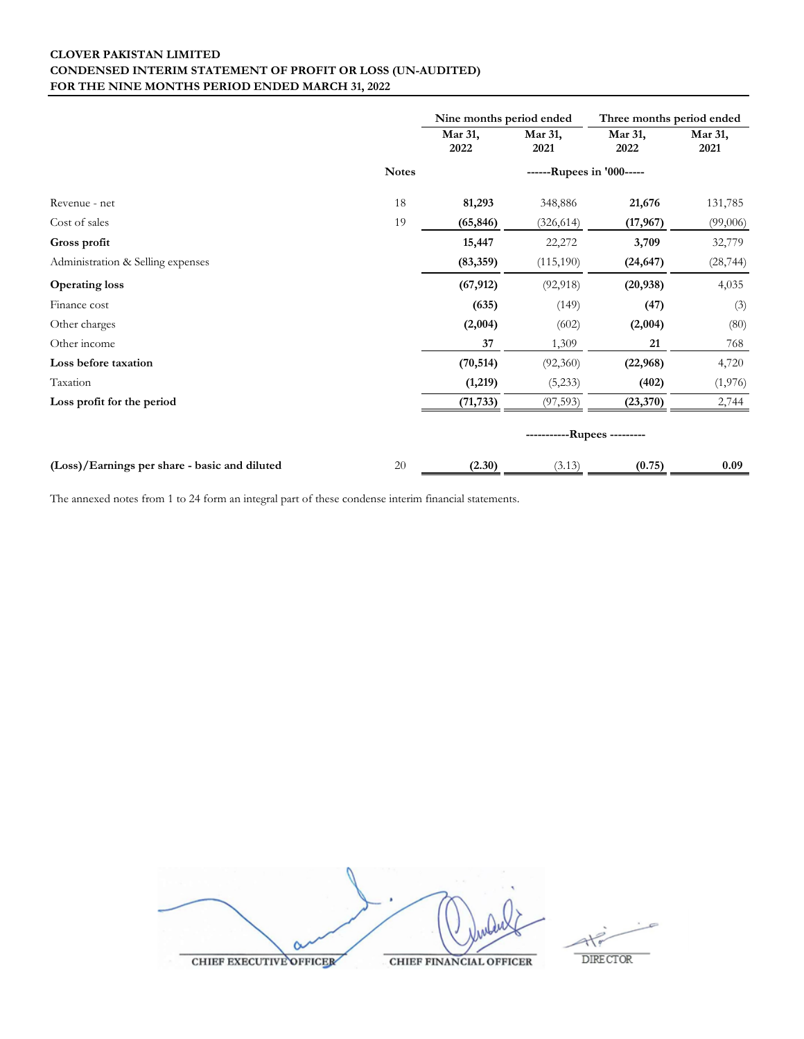**CLOVER PAKISTAN LIMITED**
**CONDENSED INTERIM STATEMENT OF PROFIT OR LOSS (UN-AUDITED)**
**FOR THE NINE MONTHS PERIOD ENDED MARCH 31, 2022**

| | Notes | Nine months period ended | | Three months period ended | |
|---|---|---|---|---|---|
| | | **Mar 31, 2022** | **Mar 31, 2021** | **Mar 31, 2022** | **Mar 31, 2021** |
| | | ------Rupees in '000----- | | | |
| Revenue - net | 18 | **81,293** | 348,886 | **21,676** | 131,785 |
| Cost of sales | 19 | **(65,846)** | (326,614) | **(17,967)** | (99,006) |
| **Gross profit** | | **15,447** | 22,272 | **3,709** | 32,779 |
| Administration & Selling expenses | | **(83,359)** | (115,190) | **(24,647)** | (28,744) |
| **Operating loss** | | **(67,912)** | (92,918) | **(20,938)** | 4,035 |
| Finance cost | | **(635)** | (149) | **(47)** | (3) |
| Other charges | | **(2,004)** | (602) | **(2,004)** | (80) |
| Other income | | **37** | 1,309 | **21** | 768 |
| **Loss before taxation** | | **(70,514)** | (92,360) | **(22,968)** | 4,720 |
| Taxation | | **(1,219)** | (5,233) | **(402)** | (1,976) |
| **Loss profit for the period** | | **(71,733)** | (97,593) | **(23,370)** | 2,744 |
| | | -----------Rupees --------- | | | |
| **(Loss)/Earnings per share - basic and diluted** | 20 | **(2.30)** | (3.13) | **(0.75)** | **0.09** |

The annexed notes from 1 to 24 form an integral part of these condense interim financial statements.

CHIEF EXECUTIVE OFFICER &nbsp;&nbsp;&nbsp;&nbsp; CHIEF FINANCIAL OFFICER &nbsp;&nbsp;&nbsp;&nbsp; DIRECTOR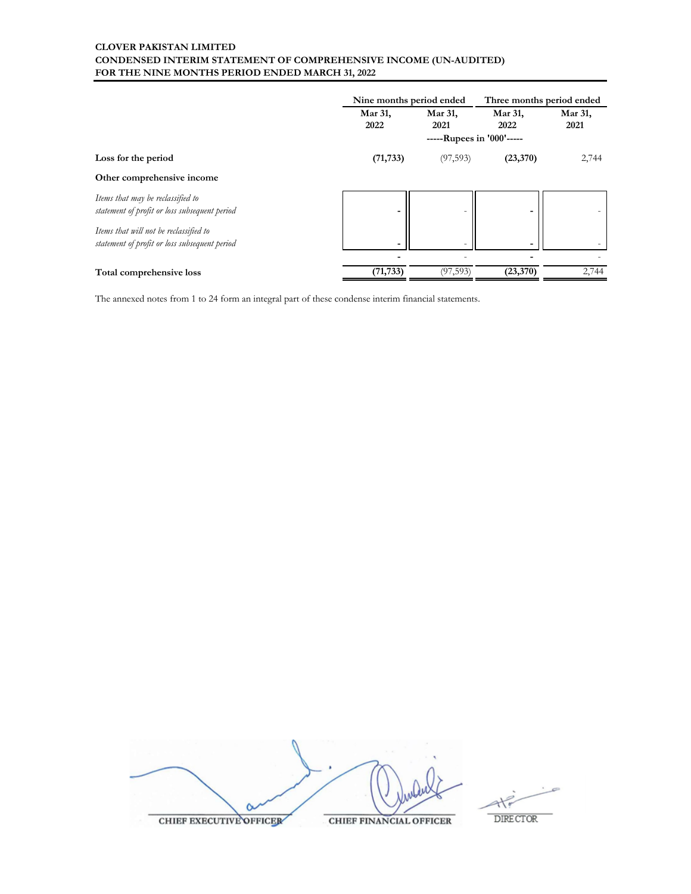**CLOVER PAKISTAN LIMITED**
**CONDENSED INTERIM STATEMENT OF COMPREHENSIVE INCOME (UN-AUDITED)**
**FOR THE NINE MONTHS PERIOD ENDED MARCH 31, 2022**

| | Nine months period ended | | Three months period ended | |
|---|---|---|---|---|
| | Mar 31, 2022 | Mar 31, 2021 | Mar 31, 2022 | Mar 31, 2021 |
| | -----Rupees in '000'----- | | | |
| **Loss for the period** | **(71,733)** | (97,593) | **(23,370)** | 2,744 |
| **Other comprehensive income** | | | | |
| *Items that may be reclassified to statement of profit or loss subsequent period* | **-** | - | **-** | - |
| *Items that will not be reclassified to statement of profit or loss subsequent period* | **-** | - | **-** | - |
| | **-** | - | **-** | - |
| **Total comprehensive loss** | **(71,733)** | (97,593) | **(23,370)** | 2,744 |

The annexed notes from 1 to 24 form an integral part of these condense interim financial statements.

CHIEF EXECUTIVE OFFICER | CHIEF FINANCIAL OFFICER | DIRECTOR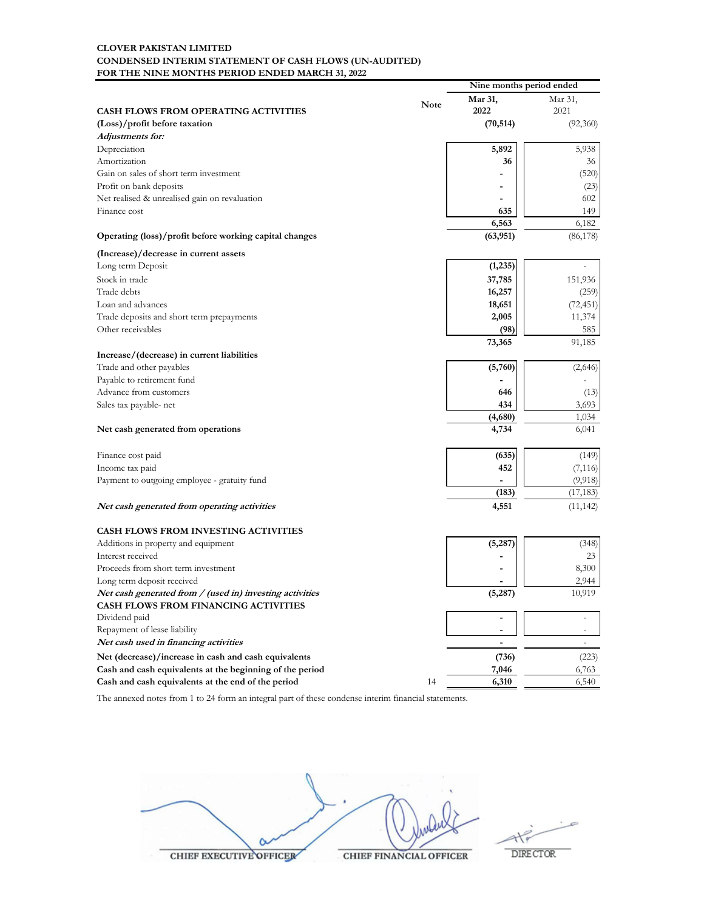**CLOVER PAKISTAN LIMITED**
**CONDENSED INTERIM STATEMENT OF CASH FLOWS (UN-AUDITED)**
**FOR THE NINE MONTHS PERIOD ENDED MARCH 31, 2022**

| | Note | Nine months period ended | |
|---|---|---|---|
| | | **Mar 31, 2022** | Mar 31, 2021 |
| **CASH FLOWS FROM OPERATING ACTIVITIES** | | | |
| **(Loss)/profit before taxation** | | **(70,514)** | (92,360) |
| ***Adjustments for:*** | | | |
| Depreciation | | **5,892** | 5,938 |
| Amortization | | **36** | 36 |
| Gain on sales of short term investment | | **-** | (520) |
| Profit on bank deposits | | **-** | (23) |
| Net realised & unrealised gain on revaluation | | **-** | 602 |
| Finance cost | | **635** | 149 |
| | | **6,563** | 6,182 |
| **Operating (loss)/profit before working capital changes** | | **(63,951)** | (86,178) |
| **(Increase)/decrease in current assets** | | | |
| Long term Deposit | | **(1,235)** | - |
| Stock in trade | | **37,785** | 151,936 |
| Trade debts | | **16,257** | (259) |
| Loan and advances | | **18,651** | (72,451) |
| Trade deposits and short term prepayments | | **2,005** | 11,374 |
| Other receivables | | **(98)** | 585 |
| | | **73,365** | 91,185 |
| **Increase/(decrease) in current liabilities** | | | |
| Trade and other payables | | **(5,760)** | (2,646) |
| Payable to retirement fund | | **-** | - |
| Advance from customers | | **646** | (13) |
| Sales tax payable- net | | **434** | 3,693 |
| | | **(4,680)** | 1,034 |
| **Net cash generated from operations** | | **4,734** | 6,041 |
| Finance cost paid | | **(635)** | (149) |
| Income tax paid | | **452** | (7,116) |
| Payment to outgoing employee - gratuity fund | | **-** | (9,918) |
| | | **(183)** | (17,183) |
| ***Net cash generated from operating activities*** | | **4,551** | (11,142) |
| **CASH FLOWS FROM INVESTING ACTIVITIES** | | | |
| Additions in property and equipment | | **(5,287)** | (348) |
| Interest received | | **-** | 23 |
| Proceeds from short term investment | | **-** | 8,300 |
| Long term deposit received | | **-** | 2,944 |
| ***Net cash generated from / (used in) investing activities*** | | **(5,287)** | 10,919 |
| **CASH FLOWS FROM FINANCING ACTIVITIES** | | | |
| Dividend paid | | **-** | - |
| Repayment of lease liability | | **-** | - |
| ***Net cash used in financing activities*** | | **-** | - |
| **Net (decrease)/increase in cash and cash equivalents** | | **(736)** | (223) |
| **Cash and cash equivalents at the beginning of the period** | | **7,046** | 6,763 |
| **Cash and cash equivalents at the end of the period** | 14 | **6,310** | 6,540 |

The annexed notes from 1 to 24 form an integral part of these condense interim financial statements.

CHIEF EXECUTIVE OFFICER    CHIEF FINANCIAL OFFICER    DIRECTOR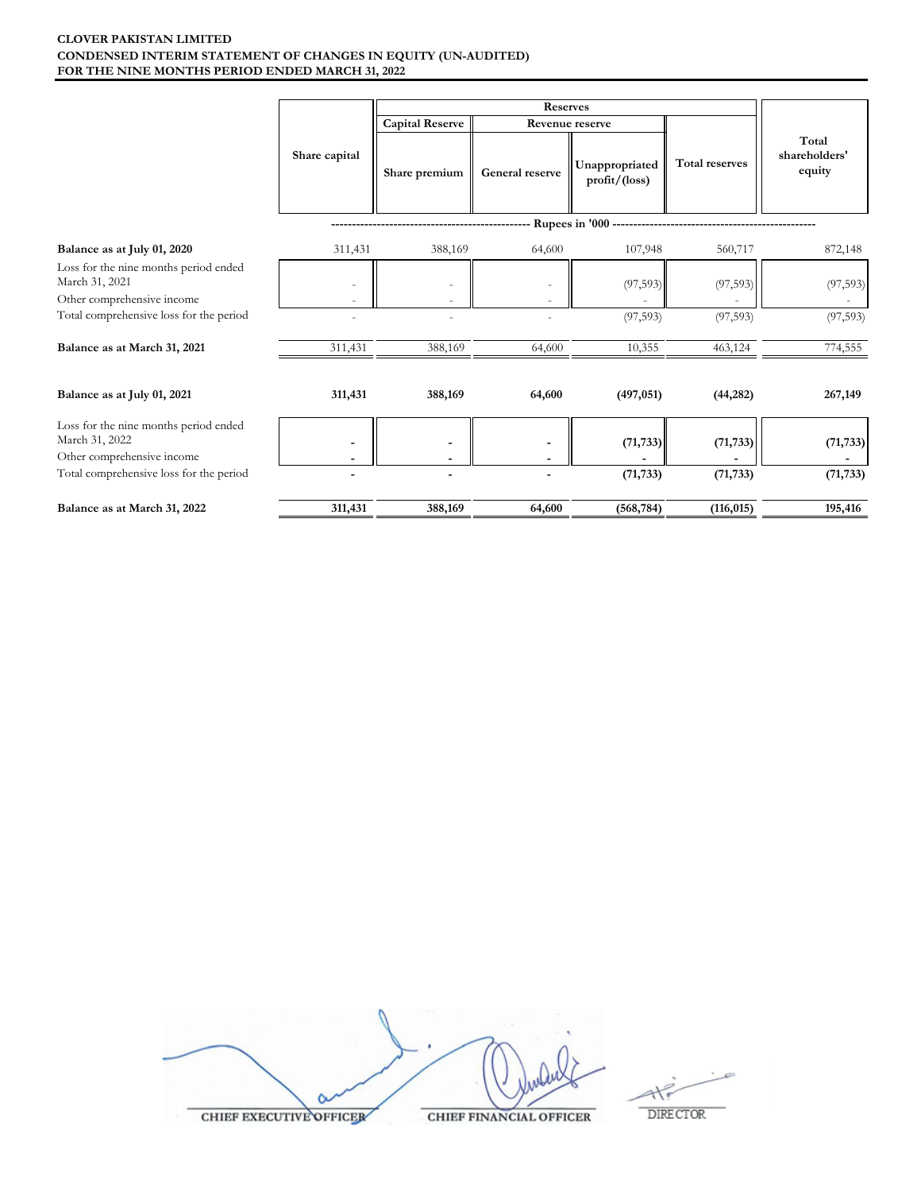**CLOVER PAKISTAN LIMITED**
**CONDENSED INTERIM STATEMENT OF CHANGES IN EQUITY (UN-AUDITED)**
**FOR THE NINE MONTHS PERIOD ENDED MARCH 31, 2022**

| | Share capital | Reserves | | | | Total shareholders' equity |
|---|---|---|---|---|---|---|
| | | Capital Reserve | Revenue reserve | | Total reserves | |
| | | Share premium | General reserve | Unappropriated profit/(loss) | | |
| | ------------------------------------------------ Rupees in '000 ------------------------------------------------ | | | | | |
| **Balance as at July 01, 2020** | 311,431 | 388,169 | 64,600 | 107,948 | 560,717 | 872,148 |
| Loss for the nine months period ended March 31, 2021 | - | - | - | (97,593) | (97,593) | (97,593) |
| Other comprehensive income | - | - | - | - | - | - |
| Total comprehensive loss for the period | - | - | - | (97,593) | (97,593) | (97,593) |
| **Balance as at March 31, 2021** | 311,431 | 388,169 | 64,600 | 10,355 | 463,124 | 774,555 |
| **Balance as at July 01, 2021** | **311,431** | **388,169** | **64,600** | **(497,051)** | **(44,282)** | **267,149** |
| Loss for the nine months period ended March 31, 2022 | **-** | **-** | **-** | **(71,733)** | **(71,733)** | **(71,733)** |
| Other comprehensive income | **-** | **-** | **-** | **-** | **-** | **-** |
| Total comprehensive loss for the period | **-** | **-** | **-** | **(71,733)** | **(71,733)** | **(71,733)** |
| **Balance as at March 31, 2022** | **311,431** | **388,169** | **64,600** | **(568,784)** | **(116,015)** | **195,416** |

CHIEF EXECUTIVE OFFICER | CHIEF FINANCIAL OFFICER | DIRECTOR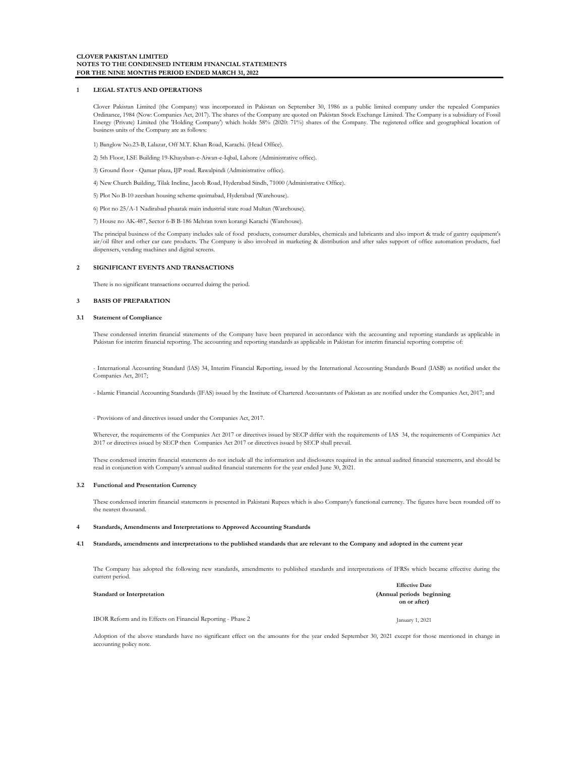**CLOVER PAKISTAN LIMITED**
**NOTES TO THE CONDENSED INTERIM FINANCIAL STATEMENTS**
**FOR THE NINE MONTHS PERIOD ENDED MARCH 31, 2022**

## 1 LEGAL STATUS AND OPERATIONS

Clover Pakistan Limited (the Company) was incorporated in Pakistan on September 30, 1986 as a public limited company under the repealed Companies Ordinance, 1984 (Now: Companies Act, 2017). The shares of the Company are quoted on Pakistan Stock Exchange Limited. The Company is a subsidiary of Fossil Energy (Private) Limited (the 'Holding Company') which holds 58% (2020: 71%) shares of the Company. The registered office and geographical location of business units of the Company are as follows:

1) Banglow No.23-B, Lalazar, Off M.T. Khan Road, Karachi. (Head Office).

2) 5th Floor, LSE Building 19-Khayaban-e-Aiwan-e-Iqbal, Lahore (Administrative office).

3) Ground floor - Qamar plaza, IJP road. Rawalpindi (Administrative office).

4) New Church Building, Tilak Incline, Jacob Road, Hyderabad Sindh, 71000 (Administrative Office).

5) Plot No B-10 zeeshan housing scheme qasimabad, Hyderabad (Warehouse).

6) Plot no 25/A-1 Nadirabad phaatak main industrial state road Multan (Warehouse).

7) House no AK-487, Sector 6-B B-186 Mehran town korangi Karachi (Warehouse).

The principal business of the Company includes sale of food products, consumer durables, chemicals and lubricants and also import & trade of gantry equipment's air/oil filter and other car care products. The Company is also involved in marketing & distribution and after sales support of office automation products, fuel dispensers, vending machines and digital screens.

## 2 SIGNIFICANT EVENTS AND TRANSACTIONS

There is no significant transactions occurred duirng the period.

## 3 BASIS OF PREPARATION

### 3.1 Statement of Compliance

These condensed interim financial statements of the Company have been prepared in accordance with the accounting and reporting standards as applicable in Pakistan for interim financial reporting. The accounting and reporting standards as applicable in Pakistan for interim financial reporting comprise of:

- International Accounting Standard (IAS) 34, Interim Financial Reporting, issued by the International Accounting Standards Board (IASB) as notified under the Companies Act, 2017;

- Islamic Financial Accounting Standards (IFAS) issued by the Institute of Chartered Accountants of Pakistan as are notified under the Companies Act, 2017; and

- Provisions of and directives issued under the Companies Act, 2017.

Wherever, the requirements of the Companies Act 2017 or directives issued by SECP differ with the requirements of IAS 34, the requirements of Companies Act 2017 or directives issued by SECP then Companies Act 2017 or directives issued by SECP shall prevail.

These condensed interim financial statements do not include all the information and disclosures required in the annual audited financial statements, and should be read in conjunction with Company's annual audited financial statements for the year ended June 30, 2021.

### 3.2 Functional and Presentation Currency

These condensed interim financial statements is presented in Pakistani Rupees which is also Company's functional currency. The figures have been rounded off to the nearest thousand.

## 4 Standards, Amendments and Interpretations to Approved Accounting Standards

### 4.1 Standards, amendments and interpretations to the published standards that are relevant to the Company and adopted in the current year

The Company has adopted the following new standards, amendments to published standards and interpretations of IFRSs which became effective during the current period.

| Standard or Interpretation | Effective Date (Annual periods beginning on or after) |
|---|---|
| IBOR Reform and its Effects on Financial Reporting - Phase 2 | January 1, 2021 |

Adoption of the above standards have no significant effect on the amounts for the year ended September 30, 2021 except for those mentioned in change in accounting policy note.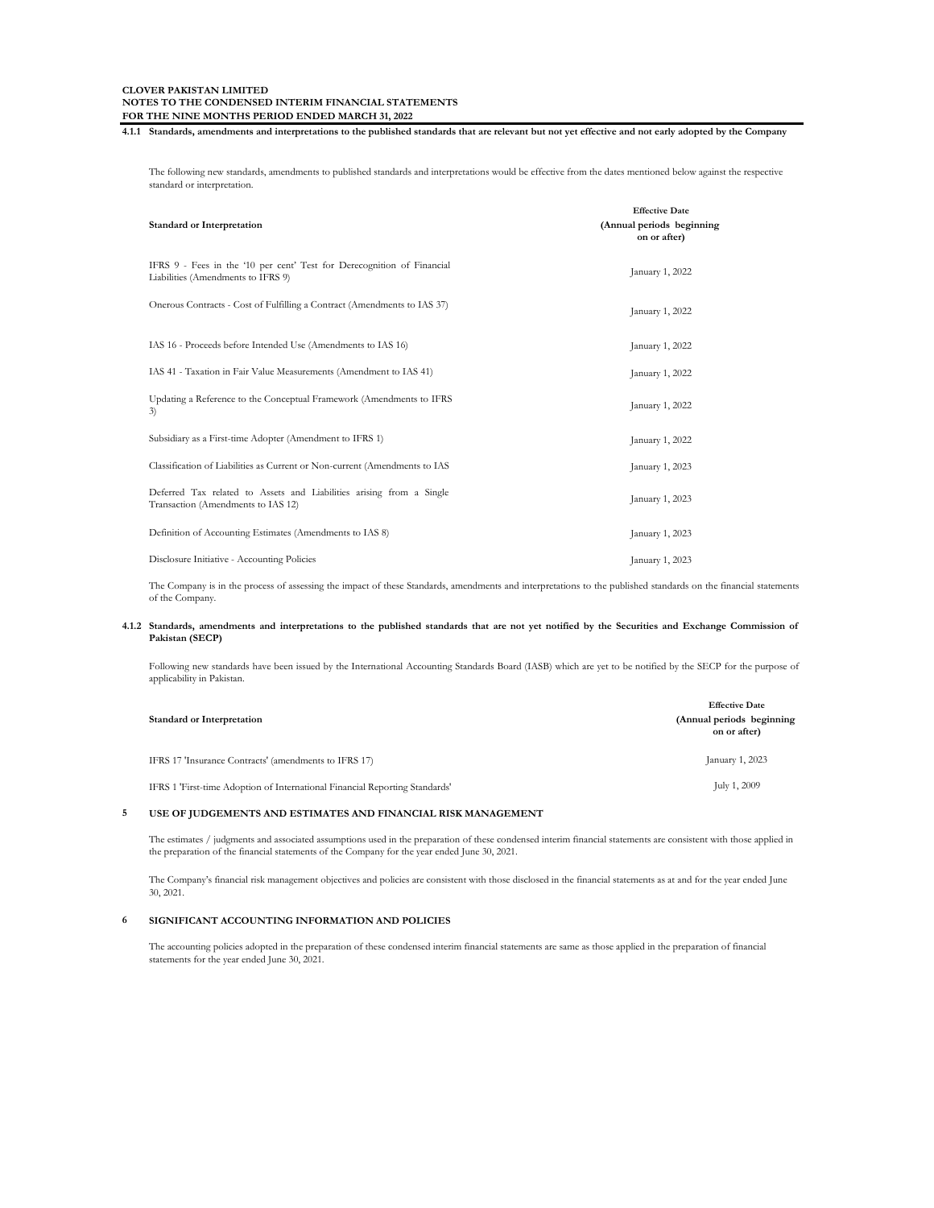**4.1.1 Standards, amendments and interpretations to the published standards that are relevant but not yet effective and not early adopted by the Company**

The following new standards, amendments to published standards and interpretations would be effective from the dates mentioned below against the respective standard or interpretation.

| Standard or Interpretation | Effective Date (Annual periods beginning on or after) |
|---|---|
| IFRS 9 - Fees in the '10 per cent' Test for Derecognition of Financial Liabilities (Amendments to IFRS 9) | January 1, 2022 |
| Onerous Contracts - Cost of Fulfilling a Contract (Amendments to IAS 37) | January 1, 2022 |
| IAS 16 - Proceeds before Intended Use (Amendments to IAS 16) | January 1, 2022 |
| IAS 41 - Taxation in Fair Value Measurements (Amendment to IAS 41) | January 1, 2022 |
| Updating a Reference to the Conceptual Framework (Amendments to IFRS 3) | January 1, 2022 |
| Subsidiary as a First-time Adopter (Amendment to IFRS 1) | January 1, 2022 |
| Classification of Liabilities as Current or Non-current (Amendments to IAS | January 1, 2023 |
| Deferred Tax related to Assets and Liabilities arising from a Single Transaction (Amendments to IAS 12) | January 1, 2023 |
| Definition of Accounting Estimates (Amendments to IAS 8) | January 1, 2023 |
| Disclosure Initiative - Accounting Policies | January 1, 2023 |

The Company is in the process of assessing the impact of these Standards, amendments and interpretations to the published standards on the financial statements of the Company.

**4.1.2 Standards, amendments and interpretations to the published standards that are not yet notified by the Securities and Exchange Commission of Pakistan (SECP)**

Following new standards have been issued by the International Accounting Standards Board (IASB) which are yet to be notified by the SECP for the purpose of applicability in Pakistan.

| Standard or Interpretation | Effective Date (Annual periods beginning on or after) |
|---|---|
| IFRS 17 'Insurance Contracts' (amendments to IFRS 17) | January 1, 2023 |
| IFRS 1 'First-time Adoption of International Financial Reporting Standards' | July 1, 2009 |

## 5 USE OF JUDGEMENTS AND ESTIMATES AND FINANCIAL RISK MANAGEMENT

The estimates / judgments and associated assumptions used in the preparation of these condensed interim financial statements are consistent with those applied in the preparation of the financial statements of the Company for the year ended June 30, 2021.

The Company's financial risk management objectives and policies are consistent with those disclosed in the financial statements as at and for the year ended June 30, 2021.

## 6 SIGNIFICANT ACCOUNTING INFORMATION AND POLICIES

The accounting policies adopted in the preparation of these condensed interim financial statements are same as those applied in the preparation of financial statements for the year ended June 30, 2021.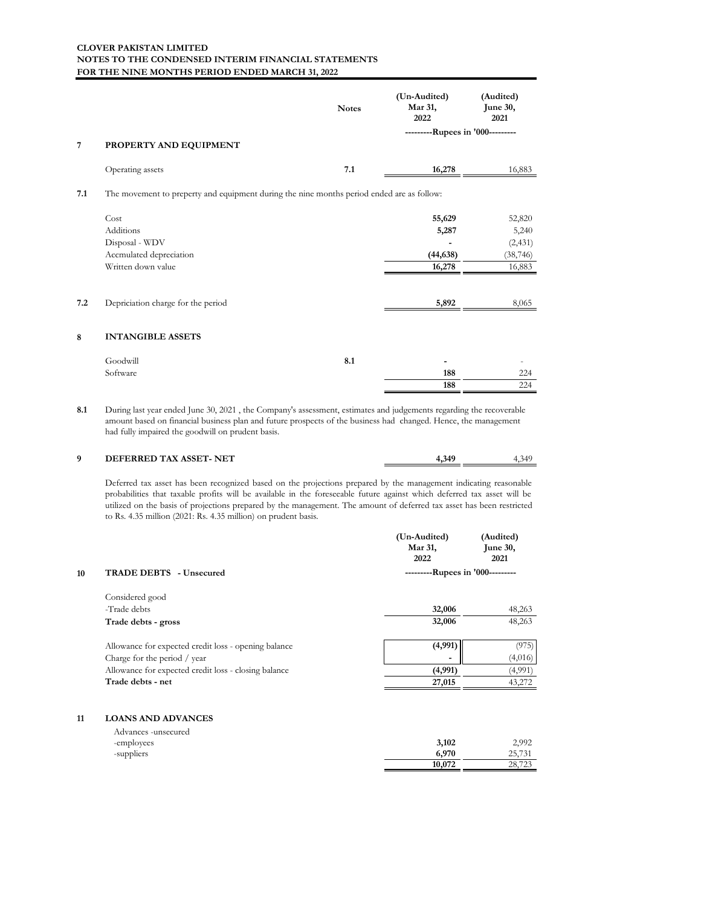**CLOVER PAKISTAN LIMITED**
**NOTES TO THE CONDENSED INTERIM FINANCIAL STATEMENTS**
**FOR THE NINE MONTHS PERIOD ENDED MARCH 31, 2022**

| | | Notes | (Un-Audited) Mar 31, 2022 | (Audited) June 30, 2021 |
|---|---|---|---|---|
| | | | ---------Rupees in '000--------- | |
| **7** | **PROPERTY AND EQUIPMENT** | | | |
| | Operating assets | **7.1** | **16,278** | 16,883 |

**7.1** The movement to property and equipment during the nine months period ended are as follow:

| | | |
|---|---|---|
| Cost | **55,629** | 52,820 |
| Additions | **5,287** | 5,240 |
| Disposal - WDV | **-** | (2,431) |
| Accmulated depreciation | **(44,638)** | (38,746) |
| Written down value | **16,278** | 16,883 |

| | | | |
|---|---|---|---|
| **7.2** | Depriciation charge for the period | **5,892** | 8,065 |

**8 INTANGIBLE ASSETS**

| | Notes | | |
|---|---|---|---|
| Goodwill | 8.1 | **-** | - |
| Software | | **188** | 224 |
| | | **188** | 224 |

**8.1** During last year ended June 30, 2021 , the Company's assessment, estimates and judgements regarding the recoverable amount based on financial business plan and future prospects of the business had changed. Hence, the management had fully impaired the goodwill on prudent basis.

| | | | |
|---|---|---|---|
| **9** | **DEFERRED TAX ASSET- NET** | **4,349** | 4,349 |

Deferred tax asset has been recognized based on the projections prepared by the management indicating reasonable probabilities that taxable profits will be available in the foreseeable future against which deferred tax asset will be utilized on the basis of projections prepared by the management. The amount of deferred tax asset has been restricted to Rs. 4.35 million (2021: Rs. 4.35 million) on prudent basis.

| | | (Un-Audited) Mar 31, 2022 | (Audited) June 30, 2021 |
|---|---|---|---|
| **10** | **TRADE DEBTS - Unsecured** | ---------Rupees in '000--------- | |
| | Considered good | | |
| | -Trade debts | **32,006** | 48,263 |
| | **Trade debts - gross** | **32,006** | 48,263 |
| | Allowance for expected credit loss - opening balance | **(4,991)** | (975) |
| | Charge for the period / year | **-** | (4,016) |
| | Allowance for expected credit loss - closing balance | **(4,991)** | (4,991) |
| | **Trade debts - net** | **27,015** | 43,272 |

**11 LOANS AND ADVANCES**

| | | |
|---|---|---|
| Advances -unsecured | | |
| -employees | **3,102** | 2,992 |
| -suppliers | **6,970** | 25,731 |
| | **10,072** | 28,723 |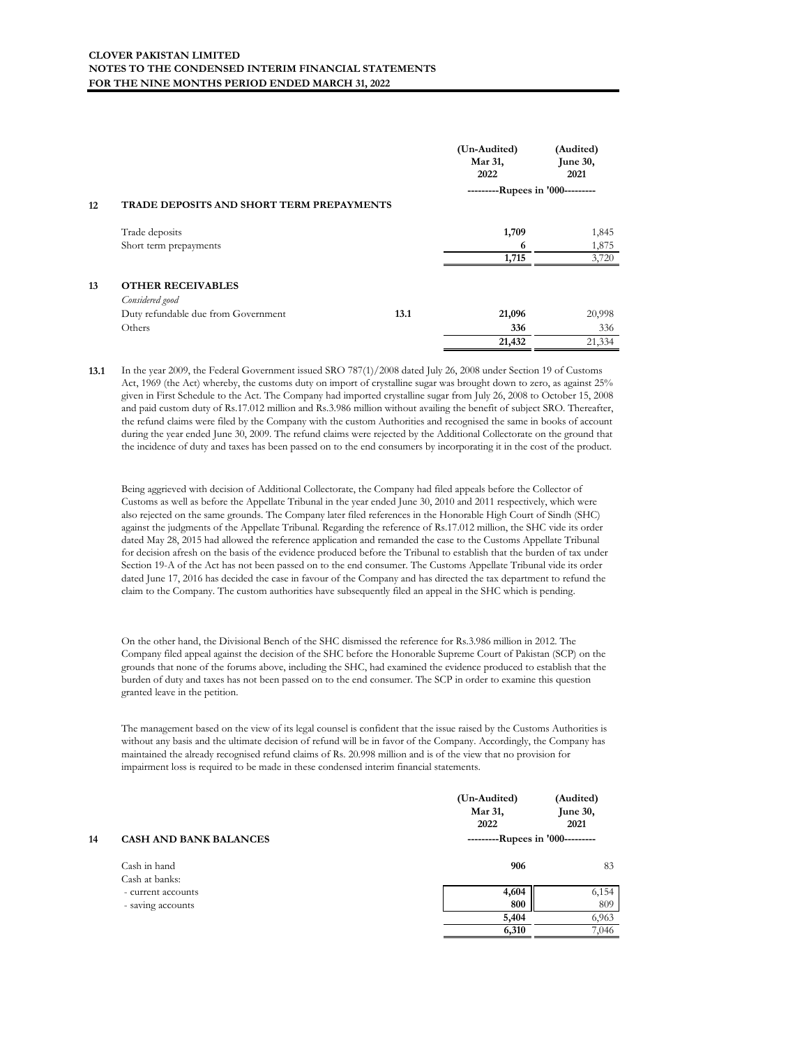**CLOVER PAKISTAN LIMITED**
**NOTES TO THE CONDENSED INTERIM FINANCIAL STATEMENTS**
**FOR THE NINE MONTHS PERIOD ENDED MARCH 31, 2022**

| | | | (Un-Audited) Mar 31, 2022 | (Audited) June 30, 2021 |
|---|---|---|---|---|
| | | | ---------Rupees in '000--------- | |
| **12** | **TRADE DEPOSITS AND SHORT TERM PREPAYMENTS** | | | |
| | Trade deposits | | **1,709** | 1,845 |
| | Short term prepayments | | **6** | 1,875 |
| | | | **1,715** | 3,720 |
| **13** | **OTHER RECEIVABLES** | | | |
| | *Considered good* | | | |
| | Duty refundable due from Government | 13.1 | **21,096** | 20,998 |
| | Others | | **336** | 336 |
| | | | **21,432** | 21,334 |

**13.1** In the year 2009, the Federal Government issued SRO 787(1)/2008 dated July 26, 2008 under Section 19 of Customs Act, 1969 (the Act) whereby, the customs duty on import of crystalline sugar was brought down to zero, as against 25% given in First Schedule to the Act. The Company had imported crystalline sugar from July 26, 2008 to October 15, 2008 and paid custom duty of Rs.17.012 million and Rs.3.986 million without availing the benefit of subject SRO. Thereafter, the refund claims were filed by the Company with the custom Authorities and recognised the same in books of account during the year ended June 30, 2009. The refund claims were rejected by the Additional Collectorate on the ground that the incidence of duty and taxes has been passed on to the end consumers by incorporating it in the cost of the product.

Being aggrieved with decision of Additional Collectorate, the Company had filed appeals before the Collector of Customs as well as before the Appellate Tribunal in the year ended June 30, 2010 and 2011 respectively, which were also rejected on the same grounds. The Company later filed references in the Honorable High Court of Sindh (SHC) against the judgments of the Appellate Tribunal. Regarding the reference of Rs.17.012 million, the SHC vide its order dated May 28, 2015 had allowed the reference application and remanded the case to the Customs Appellate Tribunal for decision afresh on the basis of the evidence produced before the Tribunal to establish that the burden of tax under Section 19-A of the Act has not been passed on to the end consumer. The Customs Appellate Tribunal vide its order dated June 17, 2016 has decided the case in favour of the Company and has directed the tax department to refund the claim to the Company. The custom authorities have subsequently filed an appeal in the SHC which is pending.

On the other hand, the Divisional Bench of the SHC dismissed the reference for Rs.3.986 million in 2012. The Company filed appeal against the decision of the SHC before the Honorable Supreme Court of Pakistan (SCP) on the grounds that none of the forums above, including the SHC, had examined the evidence produced to establish that the burden of duty and taxes has not been passed on to the end consumer. The SCP in order to examine this question granted leave in the petition.

The management based on the view of its legal counsel is confident that the issue raised by the Customs Authorities is without any basis and the ultimate decision of refund will be in favor of the Company. Accordingly, the Company has maintained the already recognised refund claims of Rs. 20.998 million and is of the view that no provision for impairment loss is required to be made in these condensed interim financial statements.

| | | (Un-Audited) Mar 31, 2022 | (Audited) June 30, 2021 |
|---|---|---|---|
| **14** | **CASH AND BANK BALANCES** | ---------Rupees in '000--------- | |
| | Cash in hand | **906** | 83 |
| | Cash at banks: | | |
| | - current accounts | **4,604** | 6,154 |
| | - saving accounts | **800** | 809 |
| | | **5,404** | 6,963 |
| | | **6,310** | 7,046 |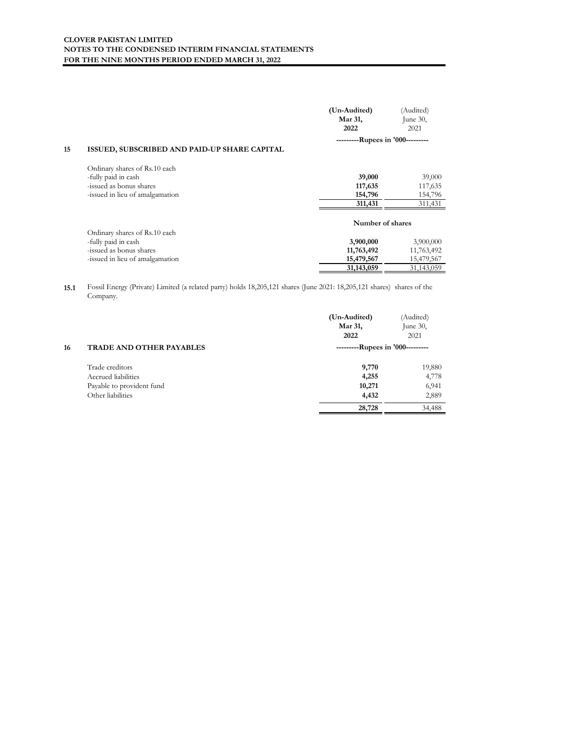**CLOVER PAKISTAN LIMITED**
**NOTES TO THE CONDENSED INTERIM FINANCIAL STATEMENTS**
**FOR THE NINE MONTHS PERIOD ENDED MARCH 31, 2022**

## 15 ISSUED, SUBSCRIBED AND PAID-UP SHARE CAPITAL

| | (Un-Audited) Mar 31, 2022 | (Audited) June 30, 2021 |
|---|---|---|
| | ---------Rupees in '000--------- | |
| Ordinary shares of Rs.10 each | | |
| -fully paid in cash | **39,000** | 39,000 |
| -issued as bonus shares | **117,635** | 117,635 |
| -issued in lieu of amalgamation | **154,796** | 154,796 |
| | **311,431** | 311,431 |

| | Number of shares | |
|---|---|---|
| Ordinary shares of Rs.10 each | | |
| -fully paid in cash | **3,900,000** | 3,900,000 |
| -issued as bonus shares | **11,763,492** | 11,763,492 |
| -issued in lieu of amalgamation | **15,479,567** | 15,479,567 |
| | **31,143,059** | 31,143,059 |

**15.1** Fossil Energy (Private) Limited (a related party) holds 18,205,121 shares (June 2021: 18,205,121 shares) shares of the Company.

## 16 TRADE AND OTHER PAYABLES

| | (Un-Audited) Mar 31, 2022 | (Audited) June 30, 2021 |
|---|---|---|
| | ---------Rupees in '000--------- | |
| Trade creditors | **9,770** | 19,880 |
| Accrued liabilities | **4,255** | 4,778 |
| Payable to provident fund | **10,271** | 6,941 |
| Other liabilities | **4,432** | 2,889 |
| | **28,728** | 34,488 |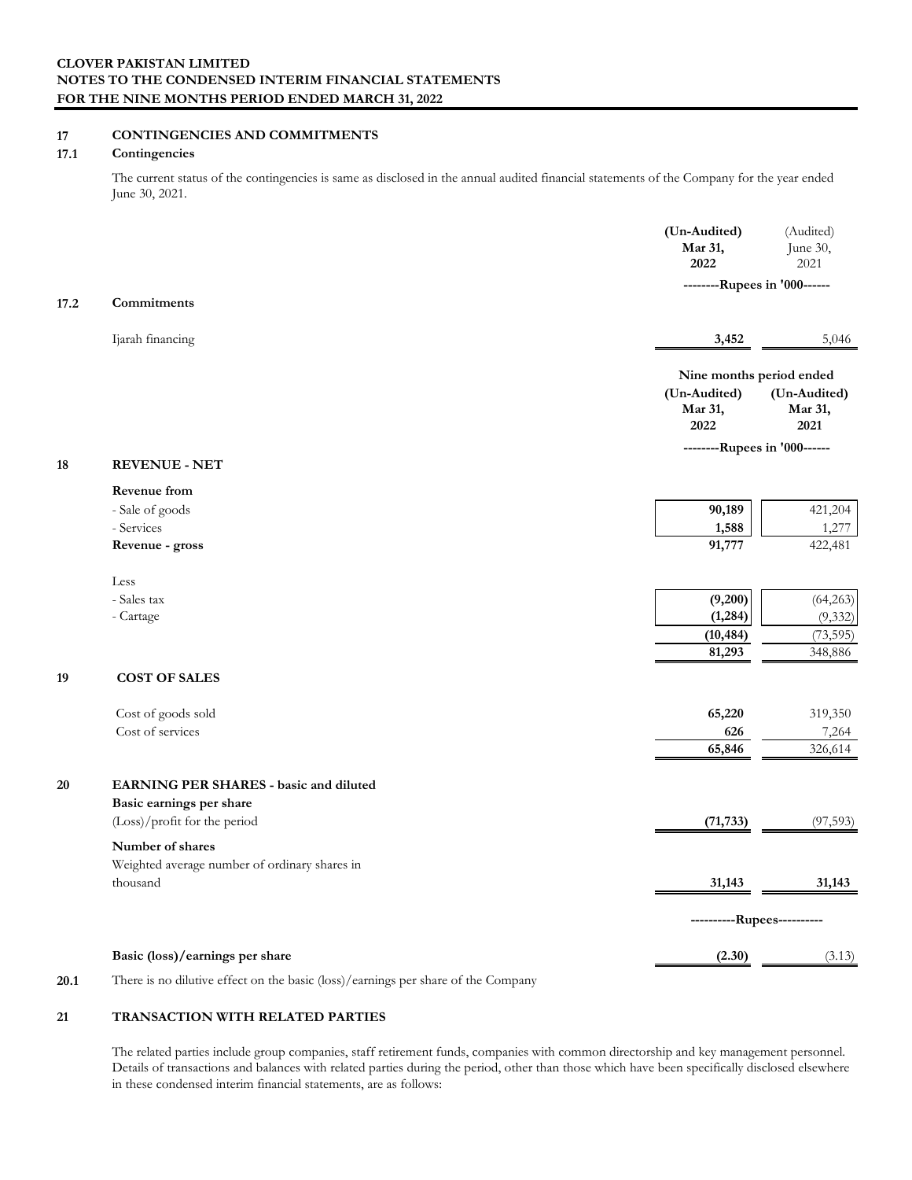**CLOVER PAKISTAN LIMITED**
**NOTES TO THE CONDENSED INTERIM FINANCIAL STATEMENTS**
**FOR THE NINE MONTHS PERIOD ENDED MARCH 31, 2022**

## 17 CONTINGENCIES AND COMMITMENTS

### 17.1 Contingencies

The current status of the contingencies is same as disclosed in the annual audited financial statements of the Company for the year ended June 30, 2021.

| | (Un-Audited) Mar 31, 2022 | (Audited) June 30, 2021 |
|---|---|---|
| | --------Rupees in '000------ | |
| **17.2 Commitments** | | |
| Ijarah financing | **3,452** | 5,046 |

## 18 REVENUE - NET

| | Nine months period ended | |
|---|---|---|
| | (Un-Audited) Mar 31, 2022 | (Un-Audited) Mar 31, 2021 |
| | --------Rupees in '000------ | |
| **Revenue from** | | |
| - Sale of goods | **90,189** | 421,204 |
| - Services | **1,588** | 1,277 |
| **Revenue - gross** | **91,777** | 422,481 |
| Less | | |
| - Sales tax | **(9,200)** | (64,263) |
| - Cartage | **(1,284)** | (9,332) |
| | **(10,484)** | (73,595) |
| | **81,293** | 348,886 |

## 19 COST OF SALES

| | | |
|---|---|---|
| Cost of goods sold | **65,220** | 319,350 |
| Cost of services | **626** | 7,264 |
| | **65,846** | 326,614 |

## 20 EARNING PER SHARES - basic and diluted

| | | |
|---|---|---|
| **Basic earnings per share** | | |
| (Loss)/profit for the period | **(71,733)** | (97,593) |
| **Number of shares** | | |
| Weighted average number of ordinary shares in thousand | **31,143** | **31,143** |
| | ----------Rupees---------- | |
| **Basic (loss)/earnings per share** | **(2.30)** | (3.13) |

**20.1** There is no dilutive effect on the basic (loss)/earnings per share of the Company

## 21 TRANSACTION WITH RELATED PARTIES

The related parties include group companies, staff retirement funds, companies with common directorship and key management personnel. Details of transactions and balances with related parties during the period, other than those which have been specifically disclosed elsewhere in these condensed interim financial statements, are as follows: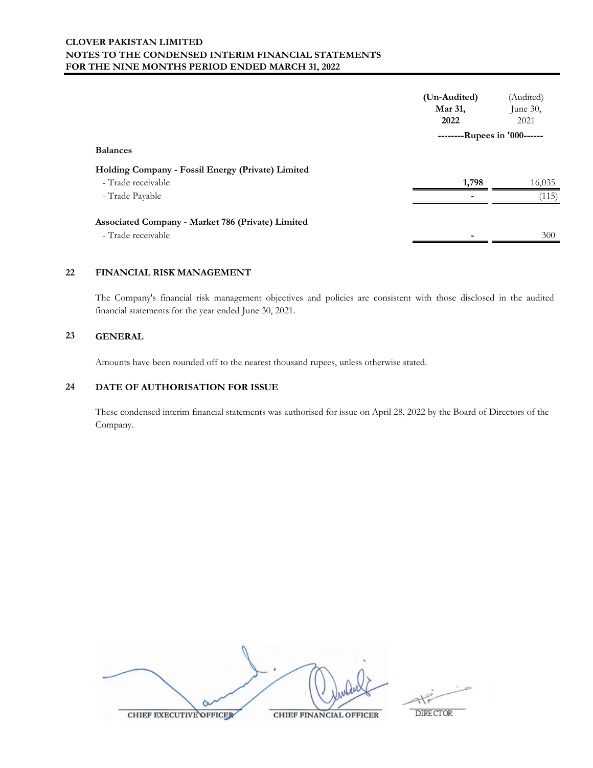**CLOVER PAKISTAN LIMITED**
**NOTES TO THE CONDENSED INTERIM FINANCIAL STATEMENTS**
**FOR THE NINE MONTHS PERIOD ENDED MARCH 31, 2022**

| | (Un-Audited) Mar 31, 2022 | (Audited) June 30, 2021 |
|---|---|---|
| | --------Rupees in '000------ | |
| **Balances** | | |
| **Holding Company - Fossil Energy (Private) Limited** | | |
| - Trade receivable | **1,798** | 16,035 |
| - Trade Payable | **-** | (115) |
| **Associated Company - Market 786 (Private) Limited** | | |
| - Trade receivable | **-** | 300 |

## 22 FINANCIAL RISK MANAGEMENT

The Company's financial risk management objectives and policies are consistent with those disclosed in the audited financial statements for the year ended June 30, 2021.

## 23 GENERAL

Amounts have been rounded off to the nearest thousand rupees, unless otherwise stated.

## 24 DATE OF AUTHORISATION FOR ISSUE

These condensed interim financial statements was authorised for issue on April 28, 2022 by the Board of Directors of the Company.

CHIEF EXECUTIVE OFFICER    CHIEF FINANCIAL OFFICER    DIRECTOR